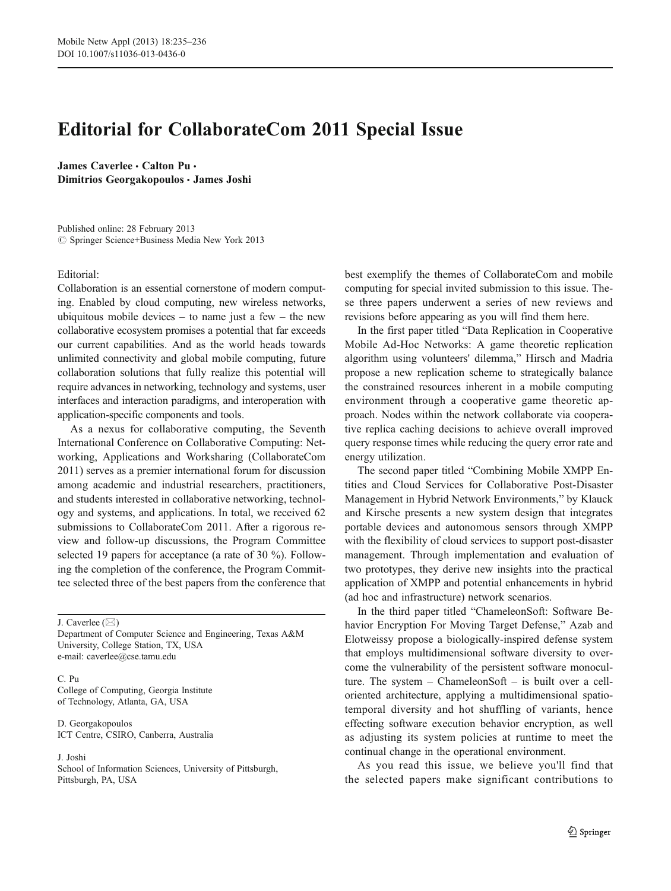# Editorial for CollaborateCom 2011 Special Issue

**James Caverlee · Calton Pu · Dimitrios Georgakopoulos · James Joshi**

Published online: 28 February 2013
© Springer Science+Business Media New York 2013

Editorial:

Collaboration is an essential cornerstone of modern computing. Enabled by cloud computing, new wireless networks, ubiquitous mobile devices – to name just a few – the new collaborative ecosystem promises a potential that far exceeds our current capabilities. And as the world heads towards unlimited connectivity and global mobile computing, future collaboration solutions that fully realize this potential will require advances in networking, technology and systems, user interfaces and interaction paradigms, and interoperation with application-specific components and tools.

As a nexus for collaborative computing, the Seventh International Conference on Collaborative Computing: Networking, Applications and Worksharing (CollaborateCom 2011) serves as a premier international forum for discussion among academic and industrial researchers, practitioners, and students interested in collaborative networking, technology and systems, and applications. In total, we received 62 submissions to CollaborateCom 2011. After a rigorous review and follow-up discussions, the Program Committee selected 19 papers for acceptance (a rate of 30 %). Following the completion of the conference, the Program Committee selected three of the best papers from the conference that best exemplify the themes of CollaborateCom and mobile computing for special invited submission to this issue. These three papers underwent a series of new reviews and revisions before appearing as you will find them here.

In the first paper titled "Data Replication in Cooperative Mobile Ad-Hoc Networks: A game theoretic replication algorithm using volunteers' dilemma," Hirsch and Madria propose a new replication scheme to strategically balance the constrained resources inherent in a mobile computing environment through a cooperative game theoretic approach. Nodes within the network collaborate via cooperative replica caching decisions to achieve overall improved query response times while reducing the query error rate and energy utilization.

The second paper titled "Combining Mobile XMPP Entities and Cloud Services for Collaborative Post-Disaster Management in Hybrid Network Environments," by Klauck and Kirsche presents a new system design that integrates portable devices and autonomous sensors through XMPP with the flexibility of cloud services to support post-disaster management. Through implementation and evaluation of two prototypes, they derive new insights into the practical application of XMPP and potential enhancements in hybrid (ad hoc and infrastructure) network scenarios.

In the third paper titled "ChameleonSoft: Software Behavior Encryption For Moving Target Defense," Azab and Elotweissy propose a biologically-inspired defense system that employs multidimensional software diversity to overcome the vulnerability of the persistent software monoculture. The system – ChameleonSoft – is built over a cell-oriented architecture, applying a multidimensional spatio-temporal diversity and hot shuffling of variants, hence effecting software execution behavior encryption, as well as adjusting its system policies at runtime to meet the continual change in the operational environment.

As you read this issue, we believe you'll find that the selected papers make significant contributions to

---

J. Caverlee (✉)
Department of Computer Science and Engineering, Texas A&M University, College Station, TX, USA
e-mail: caverlee@cse.tamu.edu

C. Pu
College of Computing, Georgia Institute of Technology, Atlanta, GA, USA

D. Georgakopoulos
ICT Centre, CSIRO, Canberra, Australia

J. Joshi
School of Information Sciences, University of Pittsburgh, Pittsburgh, PA, USA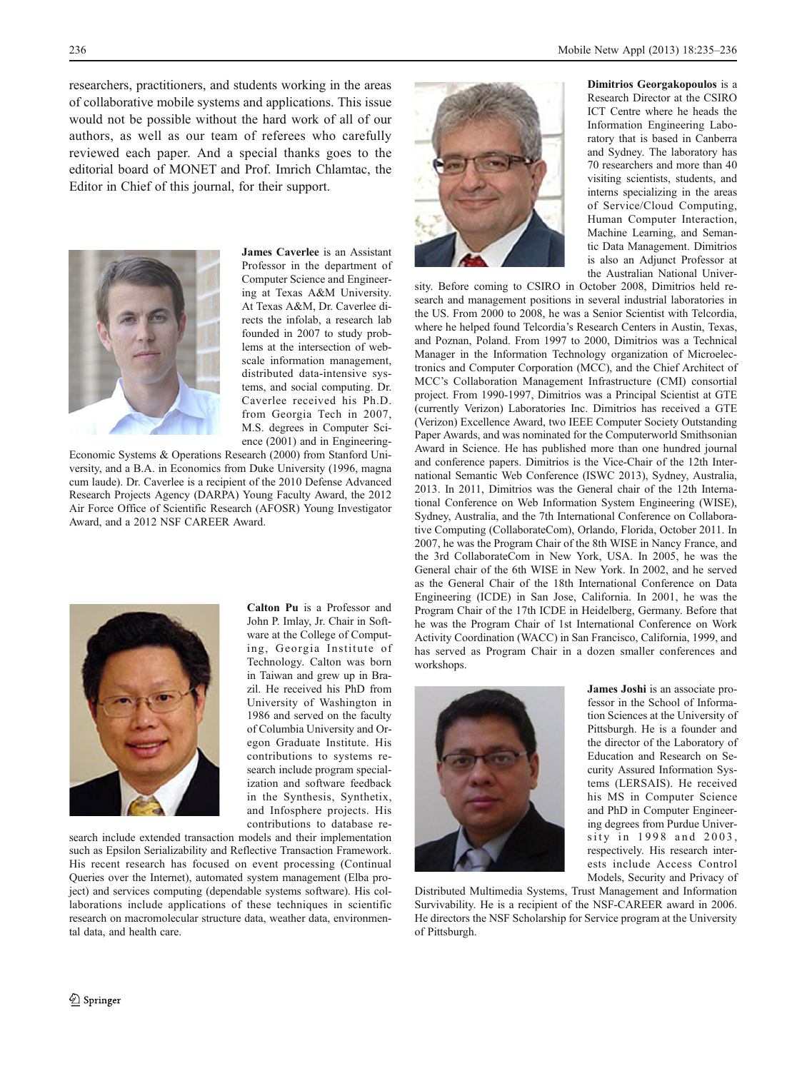researchers, practitioners, and students working in the areas of collaborative mobile systems and applications. This issue would not be possible without the hard work of all of our authors, as well as our team of referees who carefully reviewed each paper. And a special thanks goes to the editorial board of MONET and Prof. Imrich Chlamtac, the Editor in Chief of this journal, for their support.

**James Caverlee** is an Assistant Professor in the department of Computer Science and Engineering at Texas A&M University. At Texas A&M, Dr. Caverlee directs the infolab, a research lab founded in 2007 to study problems at the intersection of web-scale information management, distributed data-intensive systems, and social computing. Dr. Caverlee received his Ph.D. from Georgia Tech in 2007, M.S. degrees in Computer Science (2001) and in Engineering-Economic Systems & Operations Research (2000) from Stanford University, and a B.A. in Economics from Duke University (1996, magna cum laude). Dr. Caverlee is a recipient of the 2010 Defense Advanced Research Projects Agency (DARPA) Young Faculty Award, the 2012 Air Force Office of Scientific Research (AFOSR) Young Investigator Award, and a 2012 NSF CAREER Award.

**Calton Pu** is a Professor and John P. Imlay, Jr. Chair in Software at the College of Computing, Georgia Institute of Technology. Calton was born in Taiwan and grew up in Brazil. He received his PhD from University of Washington in 1986 and served on the faculty of Columbia University and Oregon Graduate Institute. His contributions to systems research include program specialization and software feedback in the Synthesis, Synthetix, and Infosphere projects. His contributions to database research include extended transaction models and their implementation such as Epsilon Serializability and Reflective Transaction Framework. His recent research has focused on event processing (Continual Queries over the Internet), automated system management (Elba project) and services computing (dependable systems software). His collaborations include applications of these techniques in scientific research on macromolecular structure data, weather data, environmental data, and health care.

**Dimitrios Georgakopoulos** is a Research Director at the CSIRO ICT Centre where he heads the Information Engineering Laboratory that is based in Canberra and Sydney. The laboratory has 70 researchers and more than 40 visiting scientists, students, and interns specializing in the areas of Service/Cloud Computing, Human Computer Interaction, Machine Learning, and Semantic Data Management. Dimitrios is also an Adjunct Professor at the Australian National University. Before coming to CSIRO in October 2008, Dimitrios held research and management positions in several industrial laboratories in the US. From 2000 to 2008, he was a Senior Scientist with Telcordia, where he helped found Telcordia's Research Centers in Austin, Texas, and Poznan, Poland. From 1997 to 2000, Dimitrios was a Technical Manager in the Information Technology organization of Microelectronics and Computer Corporation (MCC), and the Chief Architect of MCC's Collaboration Management Infrastructure (CMI) consortial project. From 1990-1997, Dimitrios was a Principal Scientist at GTE (currently Verizon) Laboratories Inc. Dimitrios has received a GTE (Verizon) Excellence Award, two IEEE Computer Society Outstanding Paper Awards, and was nominated for the Computerworld Smithsonian Award in Science. He has published more than one hundred journal and conference papers. Dimitrios is the Vice-Chair of the 12th International Semantic Web Conference (ISWC 2013), Sydney, Australia, 2013. In 2011, Dimitrios was the General chair of the 12th International Conference on Web Information System Engineering (WISE), Sydney, Australia, and the 7th International Conference on Collaborative Computing (CollaborateCom), Orlando, Florida, October 2011. In 2007, he was the Program Chair of the 8th WISE in Nancy France, and the 3rd CollaborateCom in New York, USA. In 2005, he was the General chair of the 6th WISE in New York. In 2002, and he served as the General Chair of the 18th International Conference on Data Engineering (ICDE) in San Jose, California. In 2001, he was the Program Chair of the 17th ICDE in Heidelberg, Germany. Before that he was the Program Chair of 1st International Conference on Work Activity Coordination (WACC) in San Francisco, California, 1999, and has served as Program Chair in a dozen smaller conferences and workshops.

**James Joshi** is an associate professor in the School of Information Sciences at the University of Pittsburgh. He is a founder and the director of the Laboratory of Education and Research on Security Assured Information Systems (LERSAIS). He received his MS in Computer Science and PhD in Computer Engineering degrees from Purdue University in 1998 and 2003, respectively. His research interests include Access Control Models, Security and Privacy of Distributed Multimedia Systems, Trust Management and Information Survivability. He is a recipient of the NSF-CAREER award in 2006. He directors the NSF Scholarship for Service program at the University of Pittsburgh.